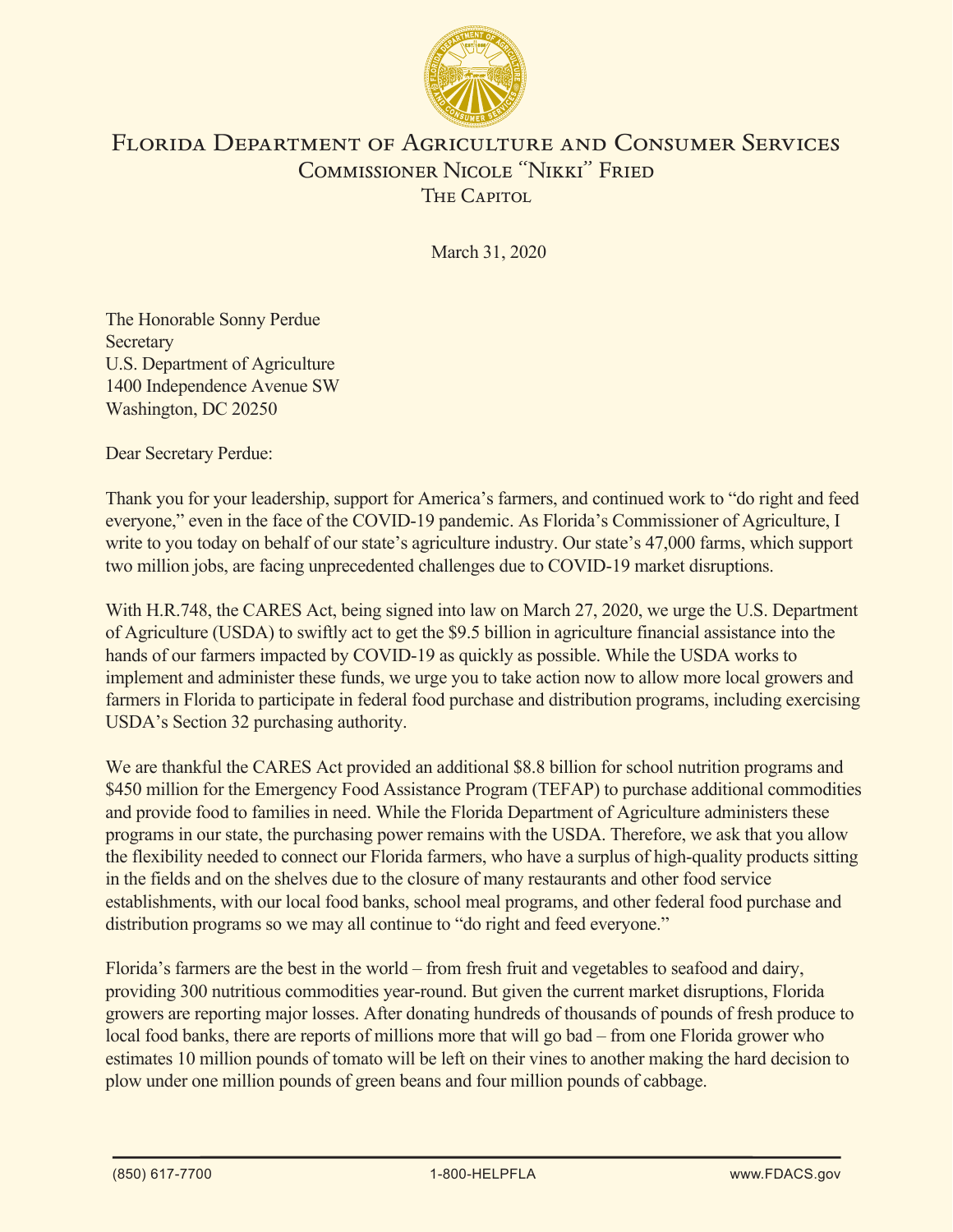# Florida Department of Agriculture and Consumer Services
## Commissioner Nicole "Nikki" Fried
### The Capitol

March 31, 2020

The Honorable Sonny Perdue
Secretary
U.S. Department of Agriculture
1400 Independence Avenue SW
Washington, DC 20250

Dear Secretary Perdue:

Thank you for your leadership, support for America's farmers, and continued work to "do right and feed everyone," even in the face of the COVID-19 pandemic. As Florida's Commissioner of Agriculture, I write to you today on behalf of our state's agriculture industry. Our state's 47,000 farms, which support two million jobs, are facing unprecedented challenges due to COVID-19 market disruptions.

With H.R.748, the CARES Act, being signed into law on March 27, 2020, we urge the U.S. Department of Agriculture (USDA) to swiftly act to get the $9.5 billion in agriculture financial assistance into the hands of our farmers impacted by COVID-19 as quickly as possible. While the USDA works to implement and administer these funds, we urge you to take action now to allow more local growers and farmers in Florida to participate in federal food purchase and distribution programs, including exercising USDA's Section 32 purchasing authority.

We are thankful the CARES Act provided an additional $8.8 billion for school nutrition programs and $450 million for the Emergency Food Assistance Program (TEFAP) to purchase additional commodities and provide food to families in need. While the Florida Department of Agriculture administers these programs in our state, the purchasing power remains with the USDA. Therefore, we ask that you allow the flexibility needed to connect our Florida farmers, who have a surplus of high-quality products sitting in the fields and on the shelves due to the closure of many restaurants and other food service establishments, with our local food banks, school meal programs, and other federal food purchase and distribution programs so we may all continue to "do right and feed everyone."

Florida's farmers are the best in the world – from fresh fruit and vegetables to seafood and dairy, providing 300 nutritious commodities year-round. But given the current market disruptions, Florida growers are reporting major losses. After donating hundreds of thousands of pounds of fresh produce to local food banks, there are reports of millions more that will go bad – from one Florida grower who estimates 10 million pounds of tomato will be left on their vines to another making the hard decision to plow under one million pounds of green beans and four million pounds of cabbage.

(850) 617-7700 | 1-800-HELPFLA | www.FDACS.gov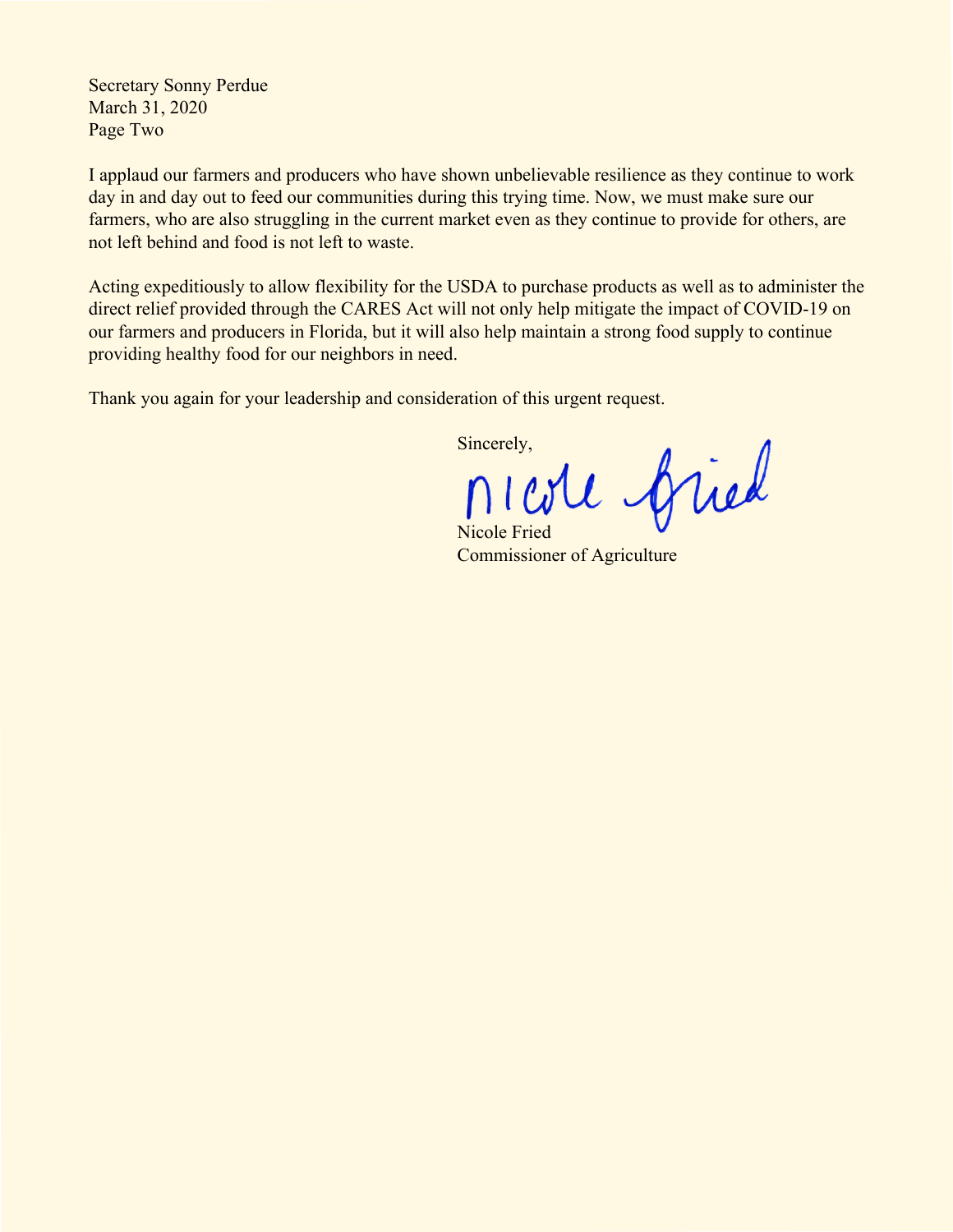Secretary Sonny Perdue
March 31, 2020
Page Two

I applaud our farmers and producers who have shown unbelievable resilience as they continue to work day in and day out to feed our communities during this trying time. Now, we must make sure our farmers, who are also struggling in the current market even as they continue to provide for others, are not left behind and food is not left to waste.

Acting expeditiously to allow flexibility for the USDA to purchase products as well as to administer the direct relief provided through the CARES Act will not only help mitigate the impact of COVID-19 on our farmers and producers in Florida, but it will also help maintain a strong food supply to continue providing healthy food for our neighbors in need.

Thank you again for your leadership and consideration of this urgent request.

Sincerely,

Nicole Fried
Commissioner of Agriculture